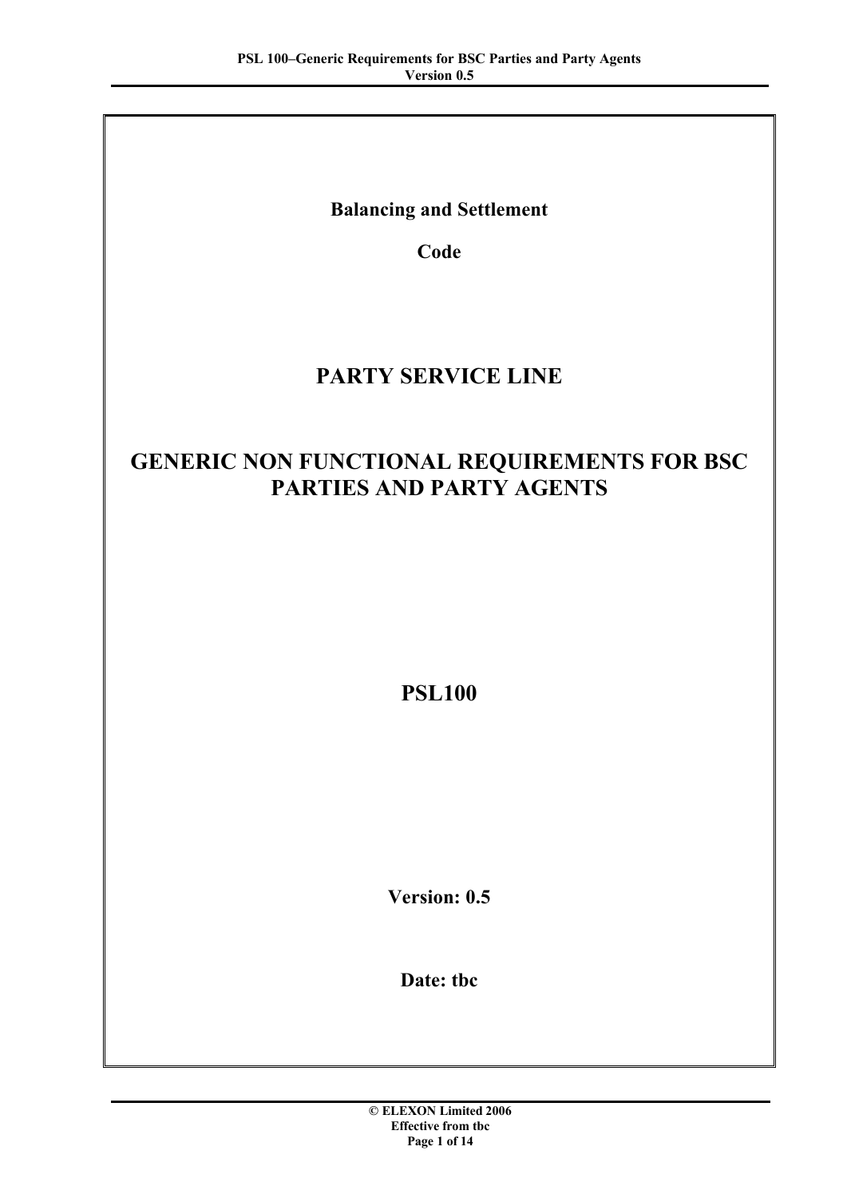**Balancing and Settlement**

**Code**

# PARTY SERVICE LINE

# GENERIC NON FUNCTIONAL REQUIREMENTS FOR BSC PARTIES AND PARTY AGENTS

## PSL100

**Version: 0.5**

**Date: tbc**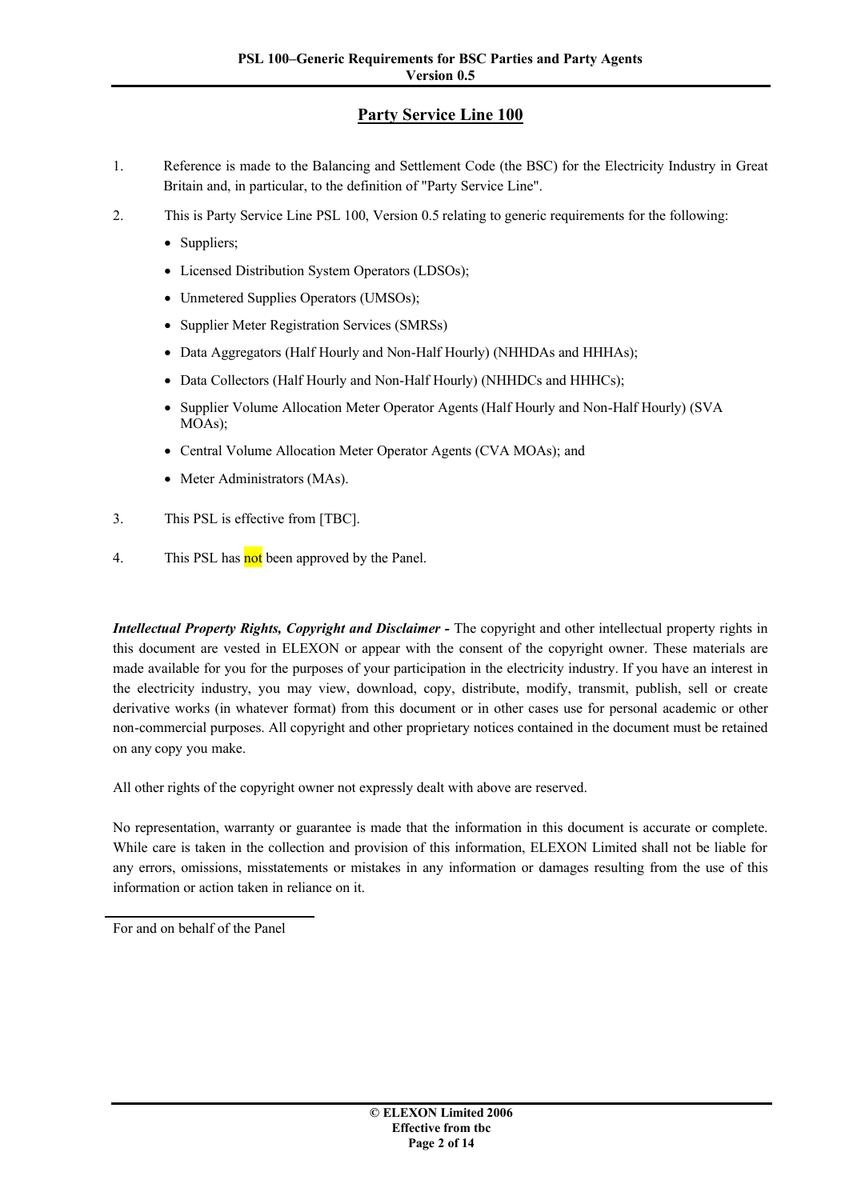# Party Service Line 100

1. Reference is made to the Balancing and Settlement Code (the BSC) for the Electricity Industry in Great Britain and, in particular, to the definition of "Party Service Line".

2. This is Party Service Line PSL 100, Version 0.5 relating to generic requirements for the following:
   - Suppliers;
   - Licensed Distribution System Operators (LDSOs);
   - Unmetered Supplies Operators (UMSOs);
   - Supplier Meter Registration Services (SMRSs)
   - Data Aggregators (Half Hourly and Non-Half Hourly) (NHHDAs and HHHAs);
   - Data Collectors (Half Hourly and Non-Half Hourly) (NHHDCs and HHHCs);
   - Supplier Volume Allocation Meter Operator Agents (Half Hourly and Non-Half Hourly) (SVA MOAs);
   - Central Volume Allocation Meter Operator Agents (CVA MOAs); and
   - Meter Administrators (MAs).

3. This PSL is effective from [TBC].

4. This PSL has not been approved by the Panel.

***Intellectual Property Rights, Copyright and Disclaimer -*** The copyright and other intellectual property rights in this document are vested in ELEXON or appear with the consent of the copyright owner. These materials are made available for you for the purposes of your participation in the electricity industry. If you have an interest in the electricity industry, you may view, download, copy, distribute, modify, transmit, publish, sell or create derivative works (in whatever format) from this document or in other cases use for personal academic or other non-commercial purposes. All copyright and other proprietary notices contained in the document must be retained on any copy you make.

All other rights of the copyright owner not expressly dealt with above are reserved.

No representation, warranty or guarantee is made that the information in this document is accurate or complete. While care is taken in the collection and provision of this information, ELEXON Limited shall not be liable for any errors, omissions, misstatements or mistakes in any information or damages resulting from the use of this information or action taken in reliance on it.

For and on behalf of the Panel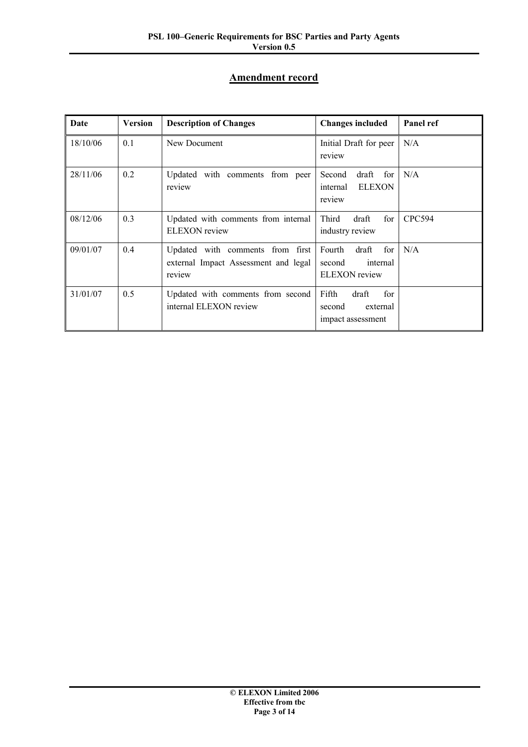## Amendment record

| Date | Version | Description of Changes | Changes included | Panel ref |
|---|---|---|---|---|
| 18/10/06 | 0.1 | New Document | Initial Draft for peer review | N/A |
| 28/11/06 | 0.2 | Updated with comments from peer review | Second draft for internal ELEXON review | N/A |
| 08/12/06 | 0.3 | Updated with comments from internal ELEXON review | Third draft for industry review | CPC594 |
| 09/01/07 | 0.4 | Updated with comments from first external Impact Assessment and legal review | Fourth draft for second internal ELEXON review | N/A |
| 31/01/07 | 0.5 | Updated with comments from second internal ELEXON review | Fifth draft for second external impact assessment | |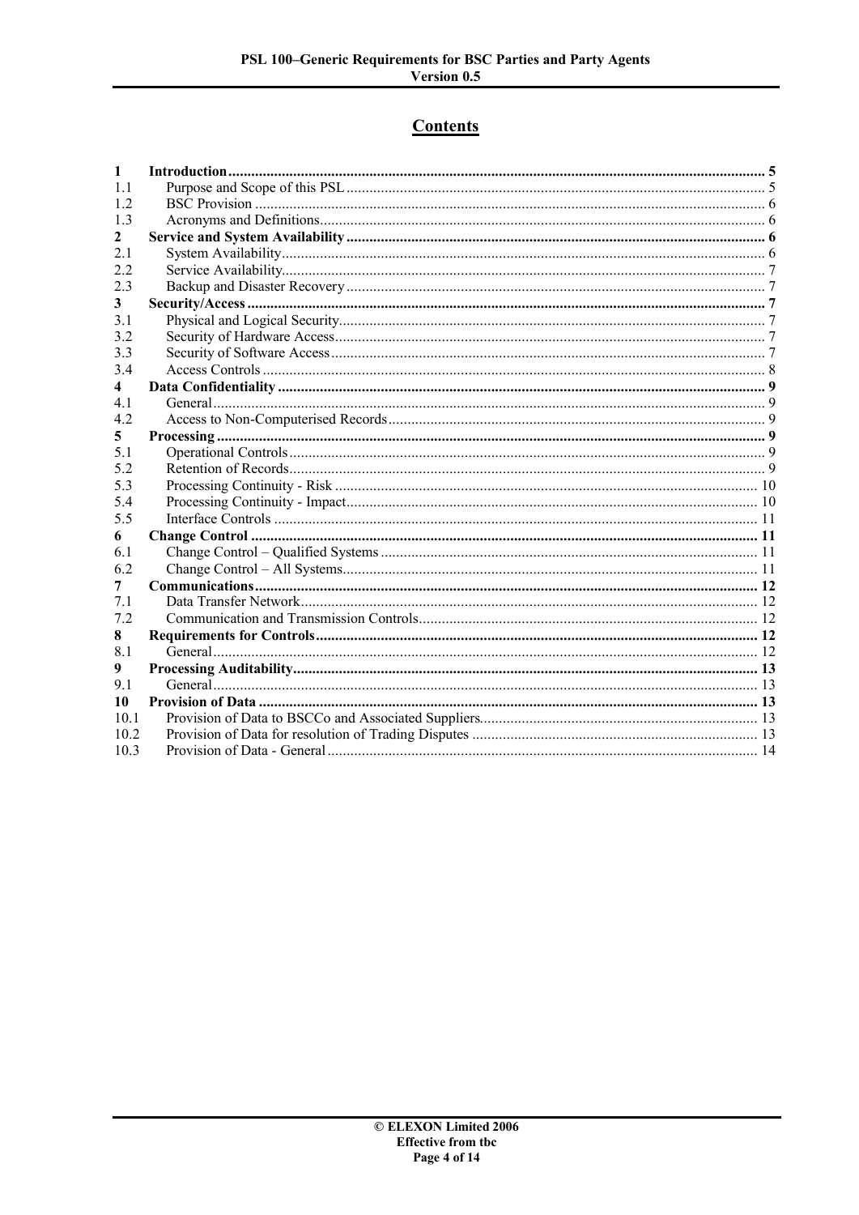# Contents

| | | |
|---|---|---|
| **1** | **Introduction** | **5** |
| 1.1 | Purpose and Scope of this PSL | 5 |
| 1.2 | BSC Provision | 6 |
| 1.3 | Acronyms and Definitions | 6 |
| **2** | **Service and System Availability** | **6** |
| 2.1 | System Availability | 6 |
| 2.2 | Service Availability | 7 |
| 2.3 | Backup and Disaster Recovery | 7 |
| **3** | **Security/Access** | **7** |
| 3.1 | Physical and Logical Security | 7 |
| 3.2 | Security of Hardware Access | 7 |
| 3.3 | Security of Software Access | 7 |
| 3.4 | Access Controls | 8 |
| **4** | **Data Confidentiality** | **9** |
| 4.1 | General | 9 |
| 4.2 | Access to Non-Computerised Records | 9 |
| **5** | **Processing** | **9** |
| 5.1 | Operational Controls | 9 |
| 5.2 | Retention of Records | 9 |
| 5.3 | Processing Continuity - Risk | 10 |
| 5.4 | Processing Continuity - Impact | 10 |
| 5.5 | Interface Controls | 11 |
| **6** | **Change Control** | **11** |
| 6.1 | Change Control – Qualified Systems | 11 |
| 6.2 | Change Control – All Systems | 11 |
| **7** | **Communications** | **12** |
| 7.1 | Data Transfer Network | 12 |
| 7.2 | Communication and Transmission Controls | 12 |
| **8** | **Requirements for Controls** | **12** |
| 8.1 | General | 12 |
| **9** | **Processing Auditability** | **13** |
| 9.1 | General | 13 |
| **10** | **Provision of Data** | **13** |
| 10.1 | Provision of Data to BSCCo and Associated Suppliers | 13 |
| 10.2 | Provision of Data for resolution of Trading Disputes | 13 |
| 10.3 | Provision of Data - General | 14 |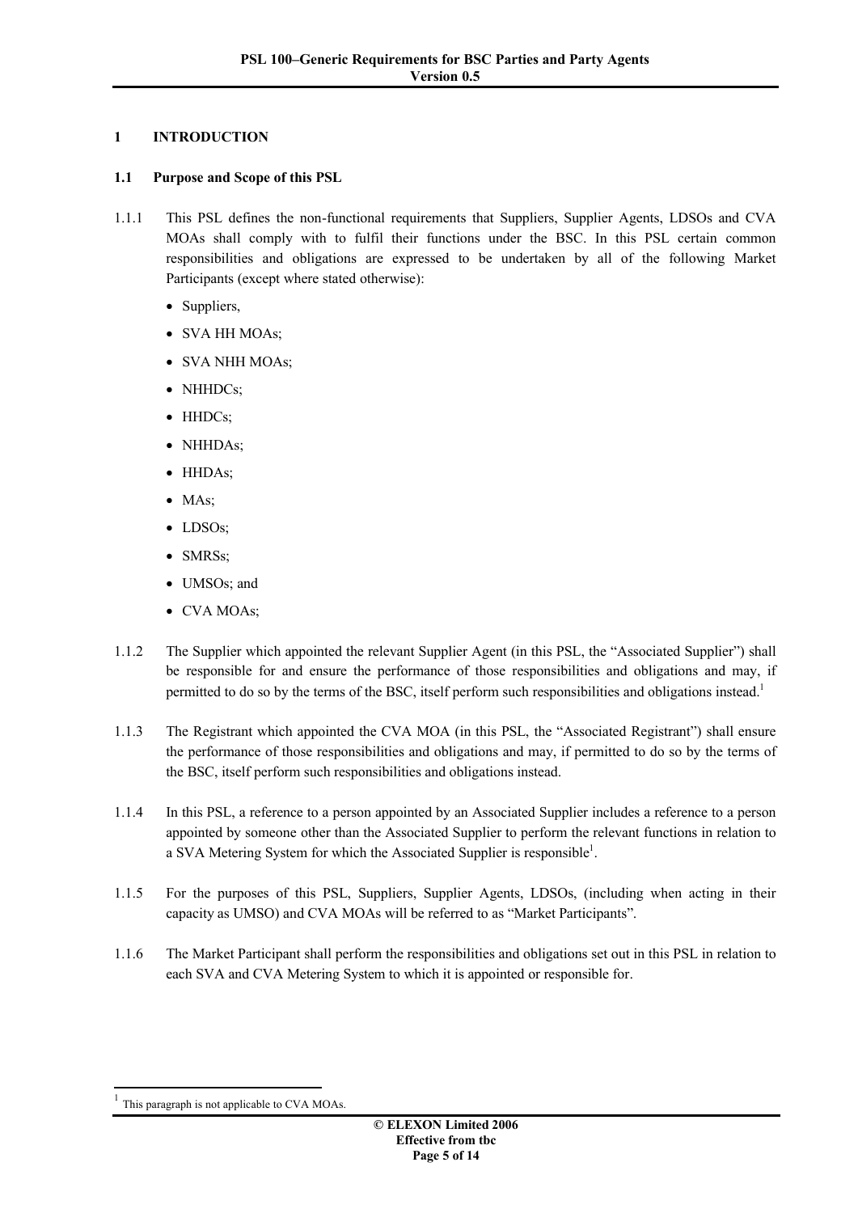# 1 INTRODUCTION

## 1.1 Purpose and Scope of this PSL

1.1.1 This PSL defines the non-functional requirements that Suppliers, Supplier Agents, LDSOs and CVA MOAs shall comply with to fulfil their functions under the BSC. In this PSL certain common responsibilities and obligations are expressed to be undertaken by all of the following Market Participants (except where stated otherwise):

- Suppliers,
- SVA HH MOAs;
- SVA NHH MOAs;
- NHHDCs;
- HHDCs;
- NHHDAs;
- HHDAs;
- MAs;
- LDSOs;
- SMRSs;
- UMSOs; and
- CVA MOAs;

1.1.2 The Supplier which appointed the relevant Supplier Agent (in this PSL, the "Associated Supplier") shall be responsible for and ensure the performance of those responsibilities and obligations and may, if permitted to do so by the terms of the BSC, itself perform such responsibilities and obligations instead.[1]

1.1.3 The Registrant which appointed the CVA MOA (in this PSL, the "Associated Registrant") shall ensure the performance of those responsibilities and obligations and may, if permitted to do so by the terms of the BSC, itself perform such responsibilities and obligations instead.

1.1.4 In this PSL, a reference to a person appointed by an Associated Supplier includes a reference to a person appointed by someone other than the Associated Supplier to perform the relevant functions in relation to a SVA Metering System for which the Associated Supplier is responsible[1].

1.1.5 For the purposes of this PSL, Suppliers, Supplier Agents, LDSOs, (including when acting in their capacity as UMSO) and CVA MOAs will be referred to as "Market Participants".

1.1.6 The Market Participant shall perform the responsibilities and obligations set out in this PSL in relation to each SVA and CVA Metering System to which it is appointed or responsible for.

[1] This paragraph is not applicable to CVA MOAs.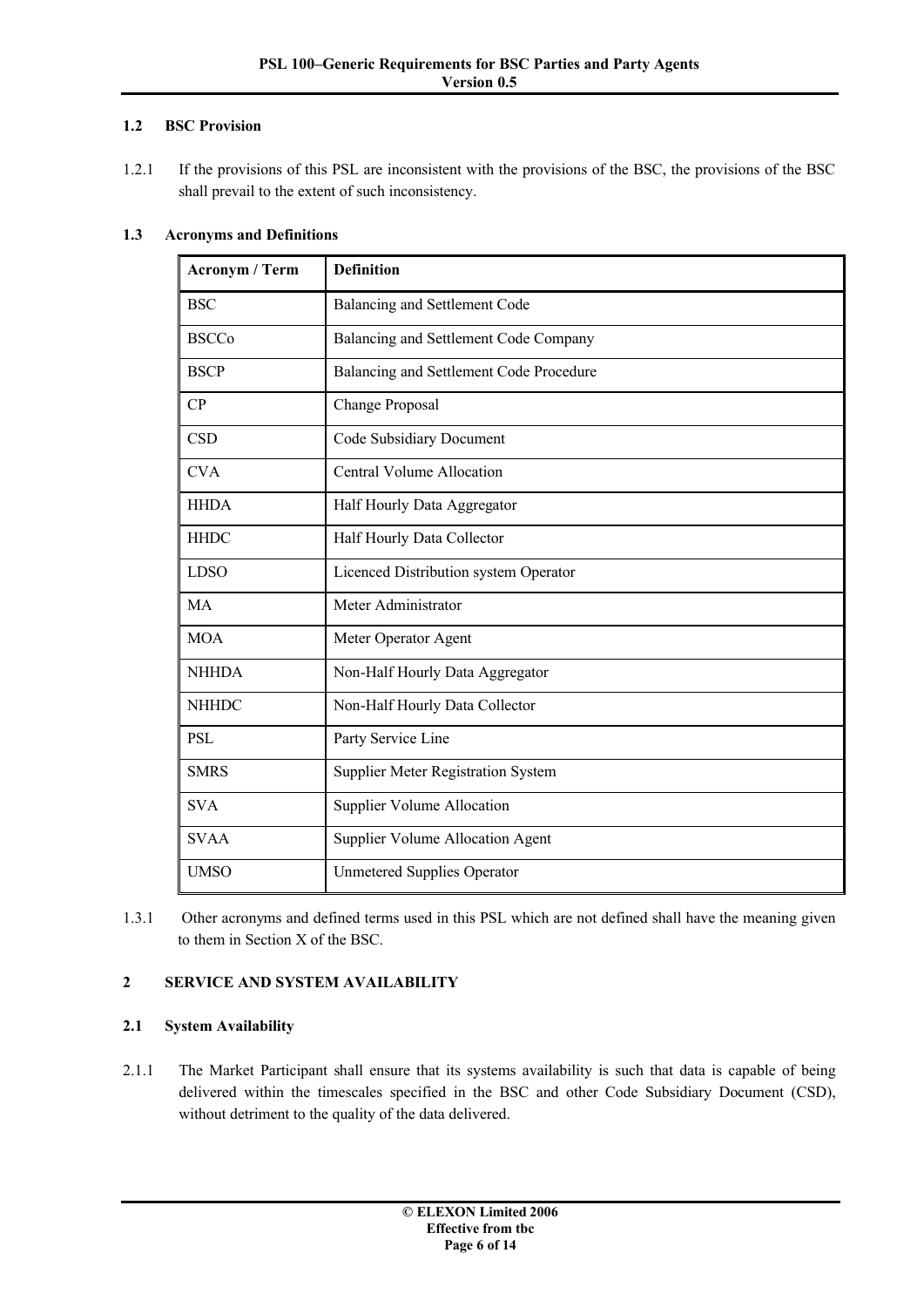### 1.2 BSC Provision

1.2.1 If the provisions of this PSL are inconsistent with the provisions of the BSC, the provisions of the BSC shall prevail to the extent of such inconsistency.

### 1.3 Acronyms and Definitions

| Acronym / Term | Definition |
|---|---|
| BSC | Balancing and Settlement Code |
| BSCCo | Balancing and Settlement Code Company |
| BSCP | Balancing and Settlement Code Procedure |
| CP | Change Proposal |
| CSD | Code Subsidiary Document |
| CVA | Central Volume Allocation |
| HHDA | Half Hourly Data Aggregator |
| HHDC | Half Hourly Data Collector |
| LDSO | Licenced Distribution system Operator |
| MA | Meter Administrator |
| MOA | Meter Operator Agent |
| NHHDA | Non-Half Hourly Data Aggregator |
| NHHDC | Non-Half Hourly Data Collector |
| PSL | Party Service Line |
| SMRS | Supplier Meter Registration System |
| SVA | Supplier Volume Allocation |
| SVAA | Supplier Volume Allocation Agent |
| UMSO | Unmetered Supplies Operator |

1.3.1 Other acronyms and defined terms used in this PSL which are not defined shall have the meaning given to them in Section X of the BSC.

## 2 SERVICE AND SYSTEM AVAILABILITY

### 2.1 System Availability

2.1.1 The Market Participant shall ensure that its systems availability is such that data is capable of being delivered within the timescales specified in the BSC and other Code Subsidiary Document (CSD), without detriment to the quality of the data delivered.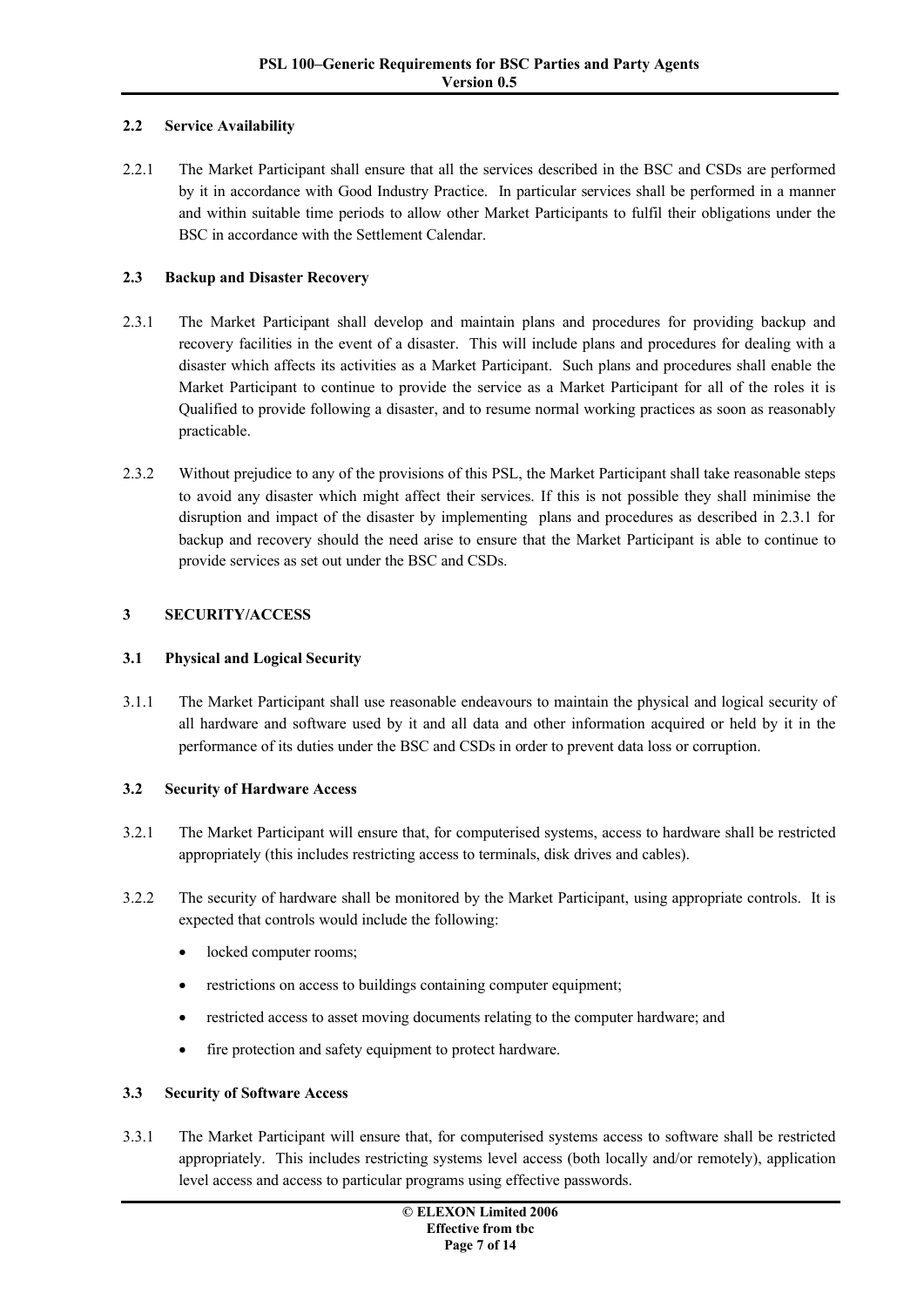### 2.2 Service Availability

2.2.1 The Market Participant shall ensure that all the services described in the BSC and CSDs are performed by it in accordance with Good Industry Practice. In particular services shall be performed in a manner and within suitable time periods to allow other Market Participants to fulfil their obligations under the BSC in accordance with the Settlement Calendar.

### 2.3 Backup and Disaster Recovery

2.3.1 The Market Participant shall develop and maintain plans and procedures for providing backup and recovery facilities in the event of a disaster. This will include plans and procedures for dealing with a disaster which affects its activities as a Market Participant. Such plans and procedures shall enable the Market Participant to continue to provide the service as a Market Participant for all of the roles it is Qualified to provide following a disaster, and to resume normal working practices as soon as reasonably practicable.

2.3.2 Without prejudice to any of the provisions of this PSL, the Market Participant shall take reasonable steps to avoid any disaster which might affect their services. If this is not possible they shall minimise the disruption and impact of the disaster by implementing plans and procedures as described in 2.3.1 for backup and recovery should the need arise to ensure that the Market Participant is able to continue to provide services as set out under the BSC and CSDs.

## 3 SECURITY/ACCESS

### 3.1 Physical and Logical Security

3.1.1 The Market Participant shall use reasonable endeavours to maintain the physical and logical security of all hardware and software used by it and all data and other information acquired or held by it in the performance of its duties under the BSC and CSDs in order to prevent data loss or corruption.

### 3.2 Security of Hardware Access

3.2.1 The Market Participant will ensure that, for computerised systems, access to hardware shall be restricted appropriately (this includes restricting access to terminals, disk drives and cables).

3.2.2 The security of hardware shall be monitored by the Market Participant, using appropriate controls. It is expected that controls would include the following:

- locked computer rooms;
- restrictions on access to buildings containing computer equipment;
- restricted access to asset moving documents relating to the computer hardware; and
- fire protection and safety equipment to protect hardware.

### 3.3 Security of Software Access

3.3.1 The Market Participant will ensure that, for computerised systems access to software shall be restricted appropriately. This includes restricting systems level access (both locally and/or remotely), application level access and access to particular programs using effective passwords.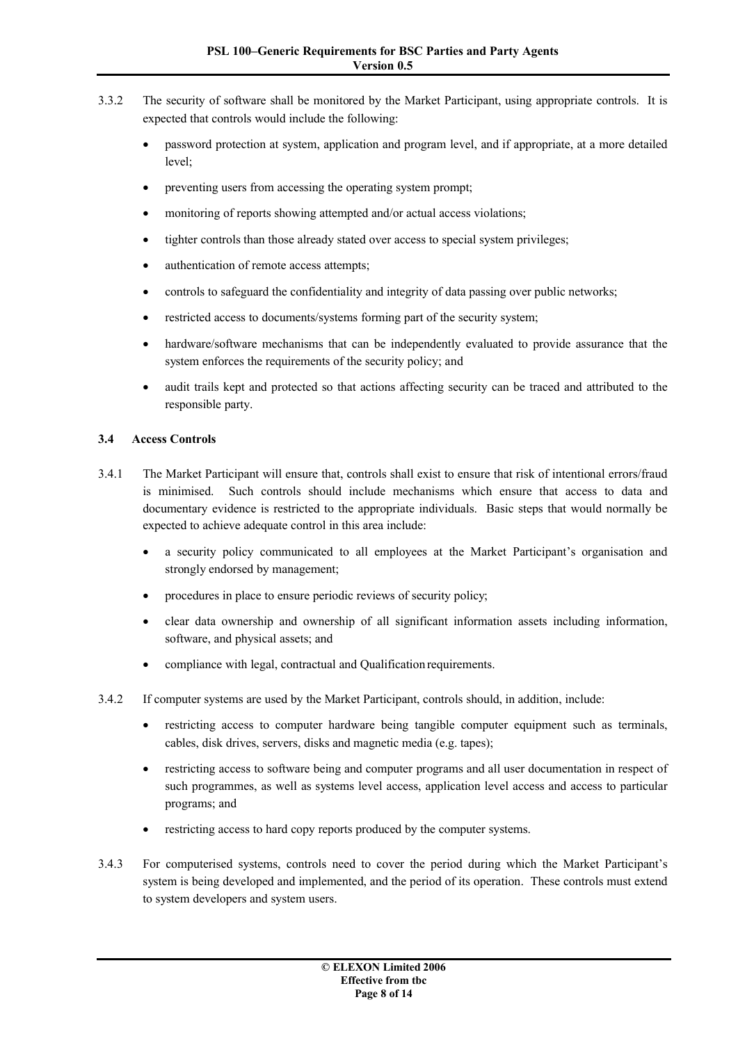3.3.2 The security of software shall be monitored by the Market Participant, using appropriate controls. It is expected that controls would include the following:

- password protection at system, application and program level, and if appropriate, at a more detailed level;
- preventing users from accessing the operating system prompt;
- monitoring of reports showing attempted and/or actual access violations;
- tighter controls than those already stated over access to special system privileges;
- authentication of remote access attempts;
- controls to safeguard the confidentiality and integrity of data passing over public networks;
- restricted access to documents/systems forming part of the security system;
- hardware/software mechanisms that can be independently evaluated to provide assurance that the system enforces the requirements of the security policy; and
- audit trails kept and protected so that actions affecting security can be traced and attributed to the responsible party.

### 3.4 Access Controls

3.4.1 The Market Participant will ensure that, controls shall exist to ensure that risk of intentional errors/fraud is minimised. Such controls should include mechanisms which ensure that access to data and documentary evidence is restricted to the appropriate individuals. Basic steps that would normally be expected to achieve adequate control in this area include:

- a security policy communicated to all employees at the Market Participant's organisation and strongly endorsed by management;
- procedures in place to ensure periodic reviews of security policy;
- clear data ownership and ownership of all significant information assets including information, software, and physical assets; and
- compliance with legal, contractual and Qualification requirements.

3.4.2 If computer systems are used by the Market Participant, controls should, in addition, include:

- restricting access to computer hardware being tangible computer equipment such as terminals, cables, disk drives, servers, disks and magnetic media (e.g. tapes);
- restricting access to software being and computer programs and all user documentation in respect of such programmes, as well as systems level access, application level access and access to particular programs; and
- restricting access to hard copy reports produced by the computer systems.

3.4.3 For computerised systems, controls need to cover the period during which the Market Participant's system is being developed and implemented, and the period of its operation. These controls must extend to system developers and system users.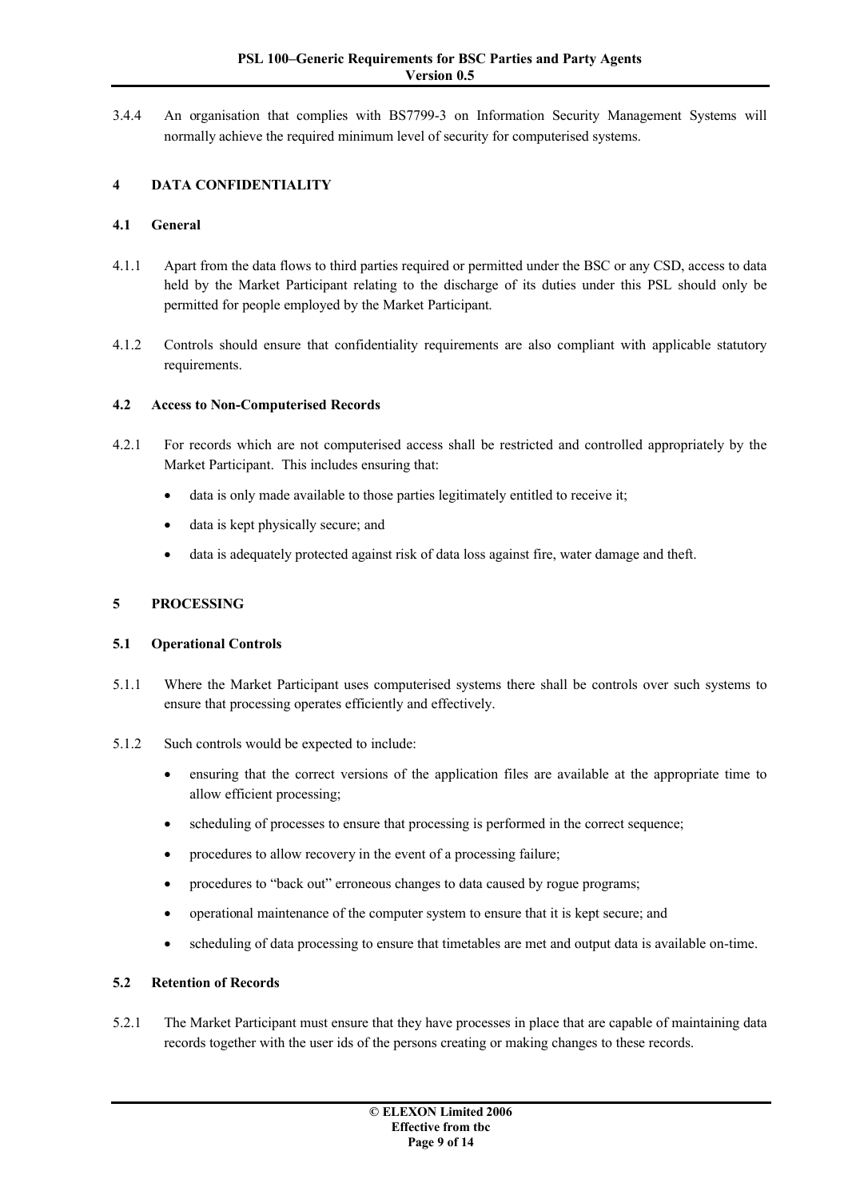3.4.4 An organisation that complies with BS7799-3 on Information Security Management Systems will normally achieve the required minimum level of security for computerised systems.

## 4 DATA CONFIDENTIALITY

### 4.1 General

4.1.1 Apart from the data flows to third parties required or permitted under the BSC or any CSD, access to data held by the Market Participant relating to the discharge of its duties under this PSL should only be permitted for people employed by the Market Participant.

4.1.2 Controls should ensure that confidentiality requirements are also compliant with applicable statutory requirements.

### 4.2 Access to Non-Computerised Records

4.2.1 For records which are not computerised access shall be restricted and controlled appropriately by the Market Participant. This includes ensuring that:

- data is only made available to those parties legitimately entitled to receive it;
- data is kept physically secure; and
- data is adequately protected against risk of data loss against fire, water damage and theft.

## 5 PROCESSING

### 5.1 Operational Controls

5.1.1 Where the Market Participant uses computerised systems there shall be controls over such systems to ensure that processing operates efficiently and effectively.

5.1.2 Such controls would be expected to include:

- ensuring that the correct versions of the application files are available at the appropriate time to allow efficient processing;
- scheduling of processes to ensure that processing is performed in the correct sequence;
- procedures to allow recovery in the event of a processing failure;
- procedures to "back out" erroneous changes to data caused by rogue programs;
- operational maintenance of the computer system to ensure that it is kept secure; and
- scheduling of data processing to ensure that timetables are met and output data is available on-time.

### 5.2 Retention of Records

5.2.1 The Market Participant must ensure that they have processes in place that are capable of maintaining data records together with the user ids of the persons creating or making changes to these records.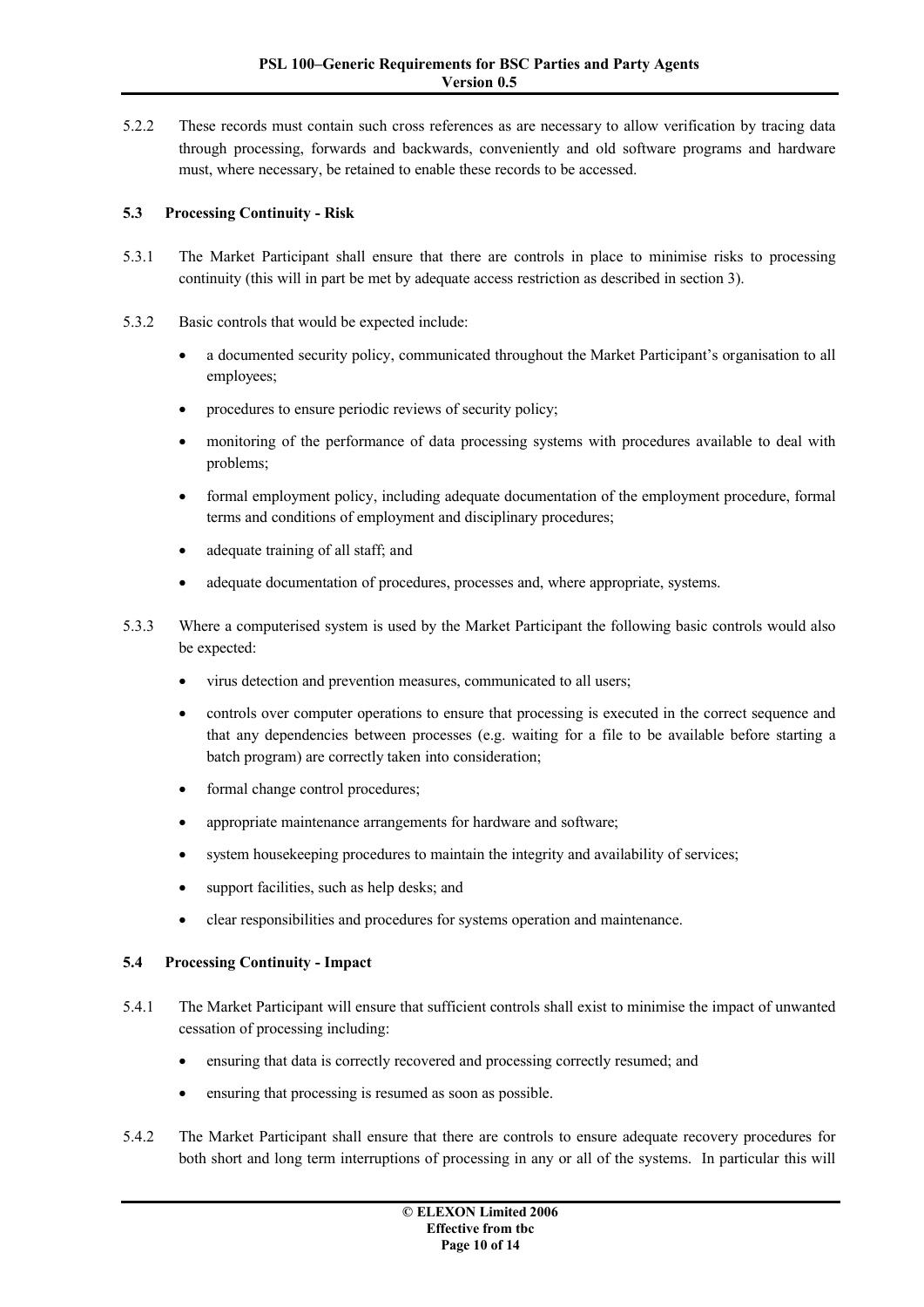5.2.2 These records must contain such cross references as are necessary to allow verification by tracing data through processing, forwards and backwards, conveniently and old software programs and hardware must, where necessary, be retained to enable these records to be accessed.

### 5.3 Processing Continuity - Risk

5.3.1 The Market Participant shall ensure that there are controls in place to minimise risks to processing continuity (this will in part be met by adequate access restriction as described in section 3).

5.3.2 Basic controls that would be expected include:

- a documented security policy, communicated throughout the Market Participant's organisation to all employees;
- procedures to ensure periodic reviews of security policy;
- monitoring of the performance of data processing systems with procedures available to deal with problems;
- formal employment policy, including adequate documentation of the employment procedure, formal terms and conditions of employment and disciplinary procedures;
- adequate training of all staff; and
- adequate documentation of procedures, processes and, where appropriate, systems.

5.3.3 Where a computerised system is used by the Market Participant the following basic controls would also be expected:

- virus detection and prevention measures, communicated to all users;
- controls over computer operations to ensure that processing is executed in the correct sequence and that any dependencies between processes (e.g. waiting for a file to be available before starting a batch program) are correctly taken into consideration;
- formal change control procedures;
- appropriate maintenance arrangements for hardware and software;
- system housekeeping procedures to maintain the integrity and availability of services;
- support facilities, such as help desks; and
- clear responsibilities and procedures for systems operation and maintenance.

### 5.4 Processing Continuity - Impact

5.4.1 The Market Participant will ensure that sufficient controls shall exist to minimise the impact of unwanted cessation of processing including:

- ensuring that data is correctly recovered and processing correctly resumed; and
- ensuring that processing is resumed as soon as possible.

5.4.2 The Market Participant shall ensure that there are controls to ensure adequate recovery procedures for both short and long term interruptions of processing in any or all of the systems. In particular this will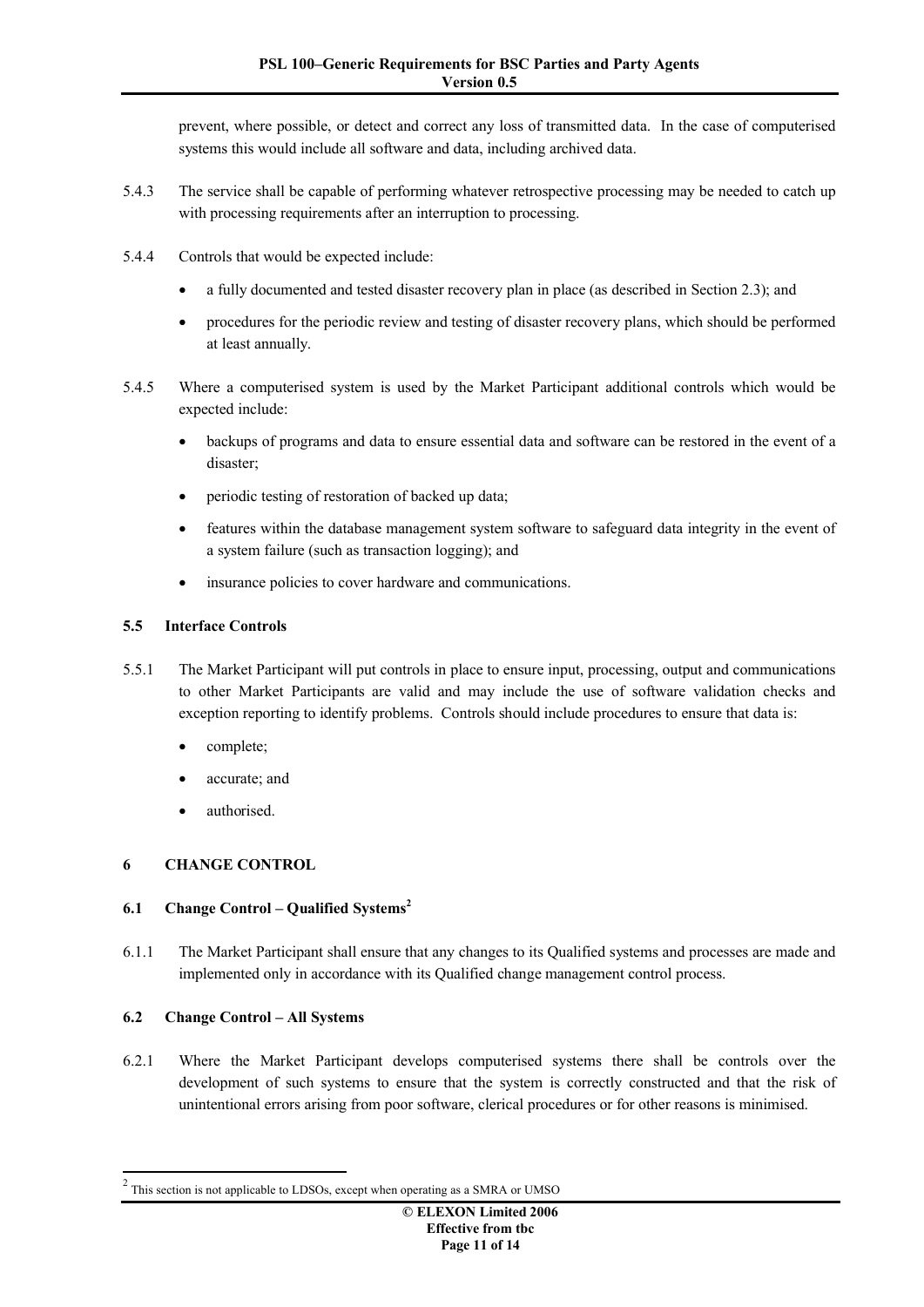prevent, where possible, or detect and correct any loss of transmitted data. In the case of computerised systems this would include all software and data, including archived data.

5.4.3 The service shall be capable of performing whatever retrospective processing may be needed to catch up with processing requirements after an interruption to processing.

5.4.4 Controls that would be expected include:

- a fully documented and tested disaster recovery plan in place (as described in Section 2.3); and
- procedures for the periodic review and testing of disaster recovery plans, which should be performed at least annually.

5.4.5 Where a computerised system is used by the Market Participant additional controls which would be expected include:

- backups of programs and data to ensure essential data and software can be restored in the event of a disaster;
- periodic testing of restoration of backed up data;
- features within the database management system software to safeguard data integrity in the event of a system failure (such as transaction logging); and
- insurance policies to cover hardware and communications.

### 5.5 Interface Controls

5.5.1 The Market Participant will put controls in place to ensure input, processing, output and communications to other Market Participants are valid and may include the use of software validation checks and exception reporting to identify problems. Controls should include procedures to ensure that data is:

- complete;
- accurate; and
- authorised.

## 6 CHANGE CONTROL

### 6.1 Change Control – Qualified Systems[2]

6.1.1 The Market Participant shall ensure that any changes to its Qualified systems and processes are made and implemented only in accordance with its Qualified change management control process.

### 6.2 Change Control – All Systems

6.2.1 Where the Market Participant develops computerised systems there shall be controls over the development of such systems to ensure that the system is correctly constructed and that the risk of unintentional errors arising from poor software, clerical procedures or for other reasons is minimised.

---

[2] This section is not applicable to LDSOs, except when operating as a SMRA or UMSO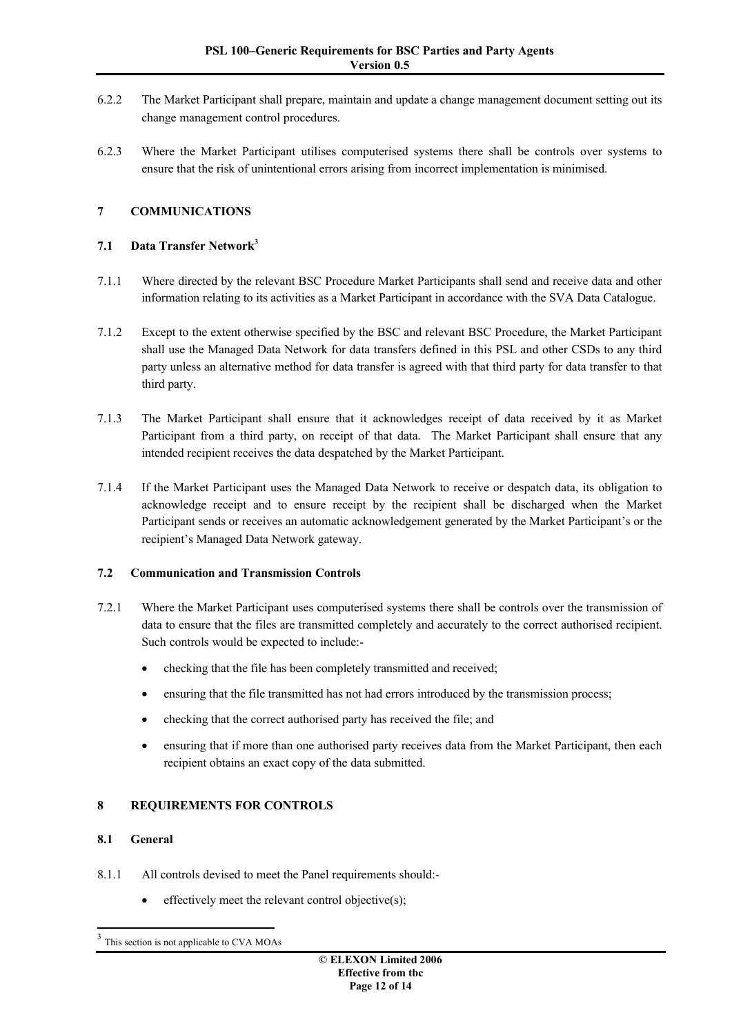6.2.2 The Market Participant shall prepare, maintain and update a change management document setting out its change management control procedures.

6.2.3 Where the Market Participant utilises computerised systems there shall be controls over systems to ensure that the risk of unintentional errors arising from incorrect implementation is minimised.

## 7 COMMUNICATIONS

### 7.1 Data Transfer Network[3]

7.1.1 Where directed by the relevant BSC Procedure Market Participants shall send and receive data and other information relating to its activities as a Market Participant in accordance with the SVA Data Catalogue.

7.1.2 Except to the extent otherwise specified by the BSC and relevant BSC Procedure, the Market Participant shall use the Managed Data Network for data transfers defined in this PSL and other CSDs to any third party unless an alternative method for data transfer is agreed with that third party for data transfer to that third party.

7.1.3 The Market Participant shall ensure that it acknowledges receipt of data received by it as Market Participant from a third party, on receipt of that data. The Market Participant shall ensure that any intended recipient receives the data despatched by the Market Participant.

7.1.4 If the Market Participant uses the Managed Data Network to receive or despatch data, its obligation to acknowledge receipt and to ensure receipt by the recipient shall be discharged when the Market Participant sends or receives an automatic acknowledgement generated by the Market Participant's or the recipient's Managed Data Network gateway.

### 7.2 Communication and Transmission Controls

7.2.1 Where the Market Participant uses computerised systems there shall be controls over the transmission of data to ensure that the files are transmitted completely and accurately to the correct authorised recipient. Such controls would be expected to include:-

- checking that the file has been completely transmitted and received;
- ensuring that the file transmitted has not had errors introduced by the transmission process;
- checking that the correct authorised party has received the file; and
- ensuring that if more than one authorised party receives data from the Market Participant, then each recipient obtains an exact copy of the data submitted.

## 8 REQUIREMENTS FOR CONTROLS

### 8.1 General

8.1.1 All controls devised to meet the Panel requirements should:-

- effectively meet the relevant control objective(s);

[3] This section is not applicable to CVA MOAs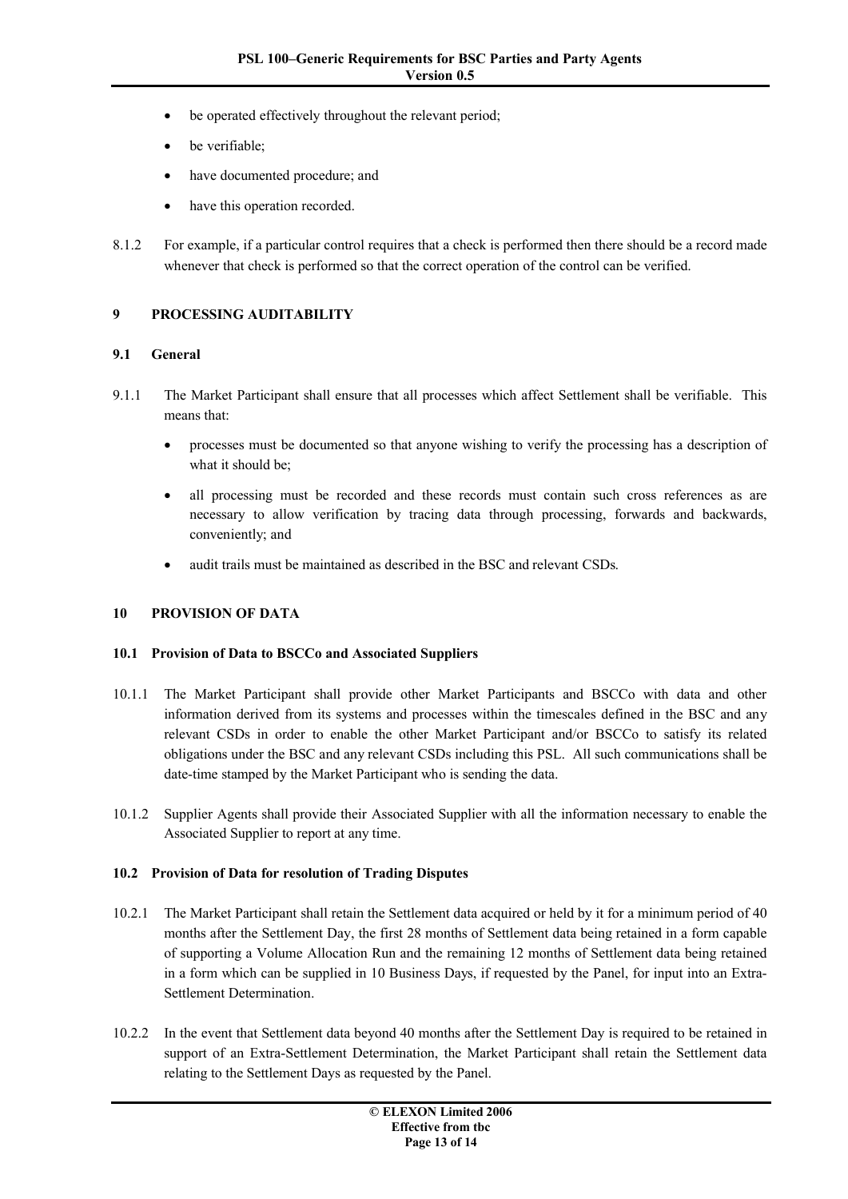- be operated effectively throughout the relevant period;
- be verifiable;
- have documented procedure; and
- have this operation recorded.

8.1.2 For example, if a particular control requires that a check is performed then there should be a record made whenever that check is performed so that the correct operation of the control can be verified.

## 9 PROCESSING AUDITABILITY

### 9.1 General

9.1.1 The Market Participant shall ensure that all processes which affect Settlement shall be verifiable. This means that:

- processes must be documented so that anyone wishing to verify the processing has a description of what it should be;
- all processing must be recorded and these records must contain such cross references as are necessary to allow verification by tracing data through processing, forwards and backwards, conveniently; and
- audit trails must be maintained as described in the BSC and relevant CSDs.

## 10 PROVISION OF DATA

### 10.1 Provision of Data to BSCCo and Associated Suppliers

10.1.1 The Market Participant shall provide other Market Participants and BSCCo with data and other information derived from its systems and processes within the timescales defined in the BSC and any relevant CSDs in order to enable the other Market Participant and/or BSCCo to satisfy its related obligations under the BSC and any relevant CSDs including this PSL. All such communications shall be date-time stamped by the Market Participant who is sending the data.

10.1.2 Supplier Agents shall provide their Associated Supplier with all the information necessary to enable the Associated Supplier to report at any time.

### 10.2 Provision of Data for resolution of Trading Disputes

10.2.1 The Market Participant shall retain the Settlement data acquired or held by it for a minimum period of 40 months after the Settlement Day, the first 28 months of Settlement data being retained in a form capable of supporting a Volume Allocation Run and the remaining 12 months of Settlement data being retained in a form which can be supplied in 10 Business Days, if requested by the Panel, for input into an Extra-Settlement Determination.

10.2.2 In the event that Settlement data beyond 40 months after the Settlement Day is required to be retained in support of an Extra-Settlement Determination, the Market Participant shall retain the Settlement data relating to the Settlement Days as requested by the Panel.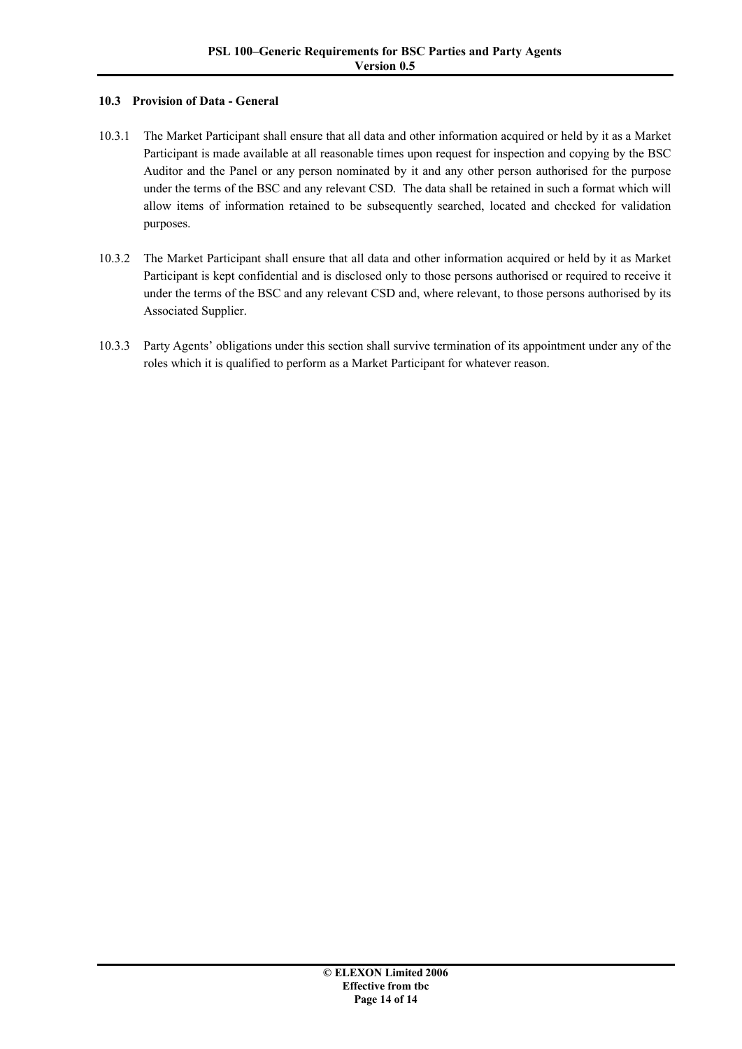### 10.3 Provision of Data - General

10.3.1 The Market Participant shall ensure that all data and other information acquired or held by it as a Market Participant is made available at all reasonable times upon request for inspection and copying by the BSC Auditor and the Panel or any person nominated by it and any other person authorised for the purpose under the terms of the BSC and any relevant CSD. The data shall be retained in such a format which will allow items of information retained to be subsequently searched, located and checked for validation purposes.

10.3.2 The Market Participant shall ensure that all data and other information acquired or held by it as Market Participant is kept confidential and is disclosed only to those persons authorised or required to receive it under the terms of the BSC and any relevant CSD and, where relevant, to those persons authorised by its Associated Supplier.

10.3.3 Party Agents' obligations under this section shall survive termination of its appointment under any of the roles which it is qualified to perform as a Market Participant for whatever reason.